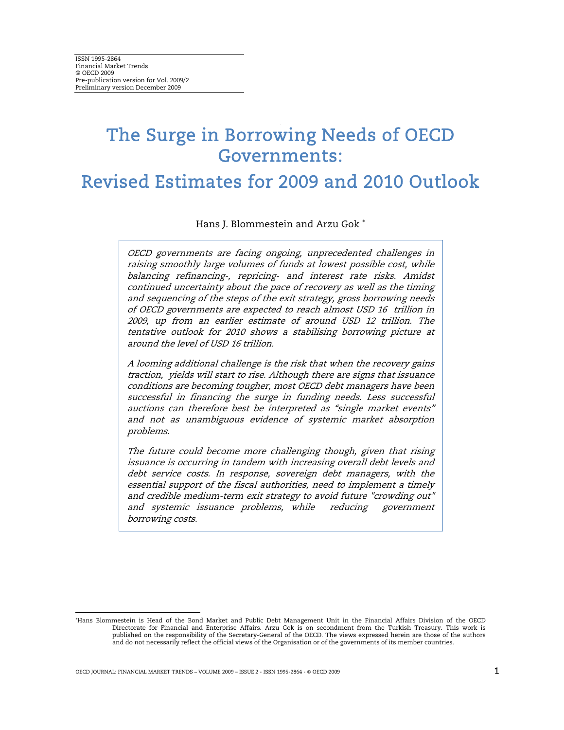ISSN 1995-2864
Financial Market Trends
© OECD 2009
Pre-publication version for Vol. 2009/2
Preliminary version December 2009

# The Surge in Borrowing Needs of OECD Governments:

# Revised Estimates for 2009 and 2010 Outlook

Hans J. Blommestein and Arzu Gok [*]

*OECD governments are facing ongoing, unprecedented challenges in raising smoothly large volumes of funds at lowest possible cost, while balancing refinancing-, repricing- and interest rate risks. Amidst continued uncertainty about the pace of recovery as well as the timing and sequencing of the steps of the exit strategy, gross borrowing needs of OECD governments are expected to reach almost USD 16 trillion in 2009, up from an earlier estimate of around USD 12 trillion. The tentative outlook for 2010 shows a stabilising borrowing picture at around the level of USD 16 trillion.*

*A looming additional challenge is the risk that when the recovery gains traction, yields will start to rise. Although there are signs that issuance conditions are becoming tougher, most OECD debt managers have been successful in financing the surge in funding needs. Less successful auctions can therefore best be interpreted as "single market events" and not as unambiguous evidence of systemic market absorption problems.*

*The future could become more challenging though, given that rising issuance is occurring in tandem with increasing overall debt levels and debt service costs. In response, sovereign debt managers, with the essential support of the fiscal authorities, need to implement a timely and credible medium-term exit strategy to avoid future "crowding out" and systemic issuance problems, while reducing government borrowing costs.*

---

[*] Hans Blommestein is Head of the Bond Market and Public Debt Management Unit in the Financial Affairs Division of the OECD Directorate for Financial and Enterprise Affairs. Arzu Gok is on secondment from the Turkish Treasury. This work is published on the responsibility of the Secretary-General of the OECD. The views expressed herein are those of the authors and do not necessarily reflect the official views of the Organisation or of the governments of its member countries.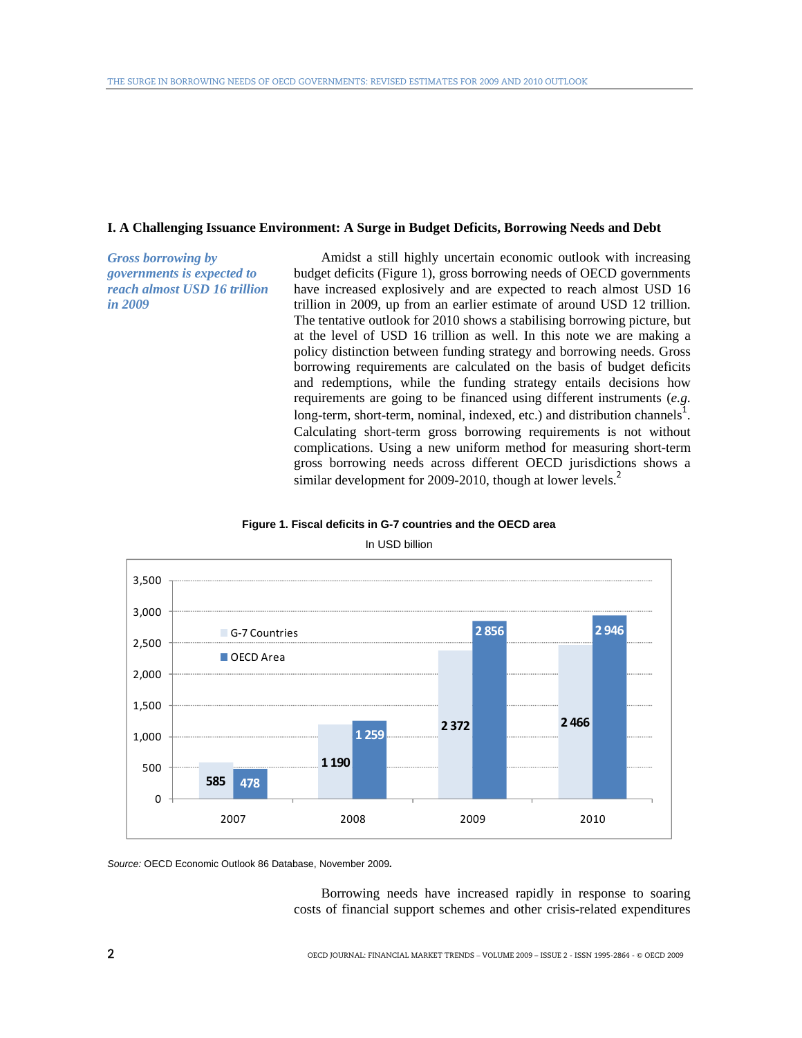## I. A Challenging Issuance Environment: A Surge in Budget Deficits, Borrowing Needs and Debt

*Gross borrowing by governments is expected to reach almost USD 16 trillion in 2009*

Amidst a still highly uncertain economic outlook with increasing budget deficits (Figure 1), gross borrowing needs of OECD governments have increased explosively and are expected to reach almost USD 16 trillion in 2009, up from an earlier estimate of around USD 12 trillion. The tentative outlook for 2010 shows a stabilising borrowing picture, but at the level of USD 16 trillion as well. In this note we are making a policy distinction between funding strategy and borrowing needs. Gross borrowing requirements are calculated on the basis of budget deficits and redemptions, while the funding strategy entails decisions how requirements are going to be financed using different instruments (*e.g.* long-term, short-term, nominal, indexed, etc.) and distribution channels[1]. Calculating short-term gross borrowing requirements is not without complications. Using a new uniform method for measuring short-term gross borrowing needs across different OECD jurisdictions shows a similar development for 2009-2010, though at lower levels.[2]

**Figure 1. Fiscal deficits in G-7 countries and the OECD area**

In USD billion

| | G-7 Countries | OECD Area |
|---|---|---|
| 2007 | 585 | 478 |
| 2008 | 1 190 | 1 259 |
| 2009 | 2 372 | 2 856 |
| 2010 | 2 466 | 2 946 |

*Source:* OECD Economic Outlook 86 Database, November 2009.

Borrowing needs have increased rapidly in response to soaring costs of financial support schemes and other crisis-related expenditures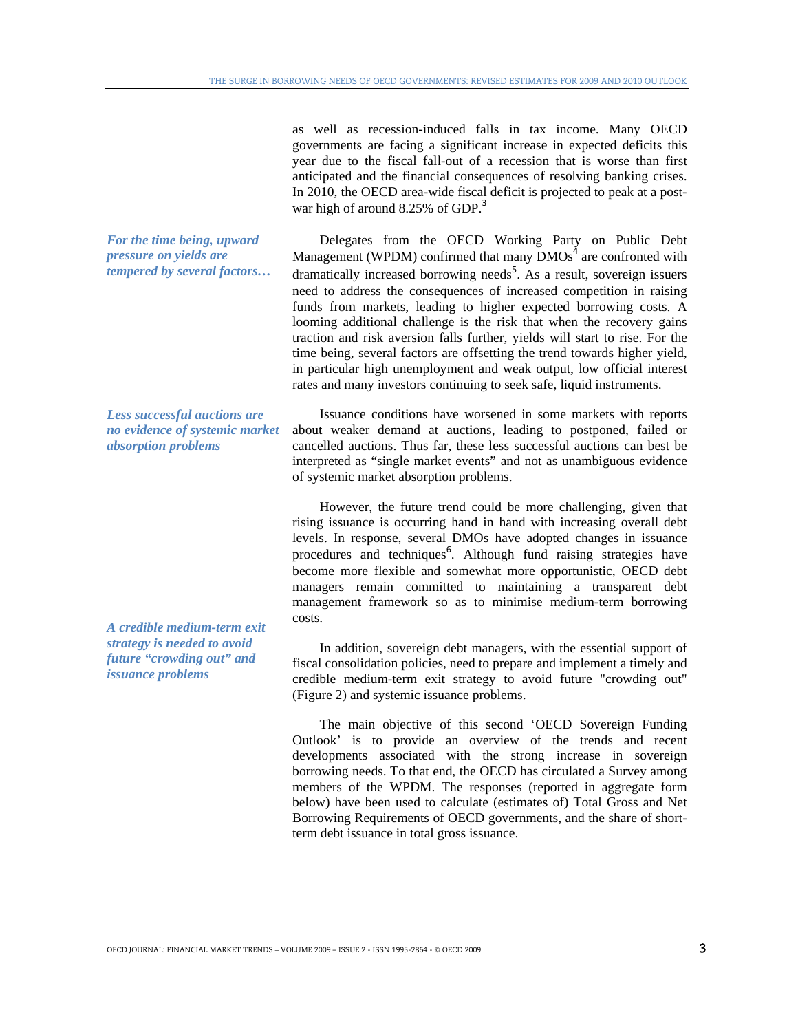as well as recession-induced falls in tax income. Many OECD governments are facing a significant increase in expected deficits this year due to the fiscal fall-out of a recession that is worse than first anticipated and the financial consequences of resolving banking crises. In 2010, the OECD area-wide fiscal deficit is projected to peak at a post-war high of around 8.25% of GDP.[3]

*For the time being, upward pressure on yields are tempered by several factors…*

Delegates from the OECD Working Party on Public Debt Management (WPDM) confirmed that many DMOs[4] are confronted with dramatically increased borrowing needs[5]. As a result, sovereign issuers need to address the consequences of increased competition in raising funds from markets, leading to higher expected borrowing costs. A looming additional challenge is the risk that when the recovery gains traction and risk aversion falls further, yields will start to rise. For the time being, several factors are offsetting the trend towards higher yield, in particular high unemployment and weak output, low official interest rates and many investors continuing to seek safe, liquid instruments.

*Less successful auctions are no evidence of systemic market absorption problems*

Issuance conditions have worsened in some markets with reports about weaker demand at auctions, leading to postponed, failed or cancelled auctions. Thus far, these less successful auctions can best be interpreted as "single market events" and not as unambiguous evidence of systemic market absorption problems.

However, the future trend could be more challenging, given that rising issuance is occurring hand in hand with increasing overall debt levels. In response, several DMOs have adopted changes in issuance procedures and techniques[6]. Although fund raising strategies have become more flexible and somewhat more opportunistic, OECD debt managers remain committed to maintaining a transparent debt management framework so as to minimise medium-term borrowing costs.

*A credible medium-term exit strategy is needed to avoid future "crowding out" and issuance problems*

In addition, sovereign debt managers, with the essential support of fiscal consolidation policies, need to prepare and implement a timely and credible medium-term exit strategy to avoid future "crowding out" (Figure 2) and systemic issuance problems.

The main objective of this second 'OECD Sovereign Funding Outlook' is to provide an overview of the trends and recent developments associated with the strong increase in sovereign borrowing needs. To that end, the OECD has circulated a Survey among members of the WPDM. The responses (reported in aggregate form below) have been used to calculate (estimates of) Total Gross and Net Borrowing Requirements of OECD governments, and the share of short-term debt issuance in total gross issuance.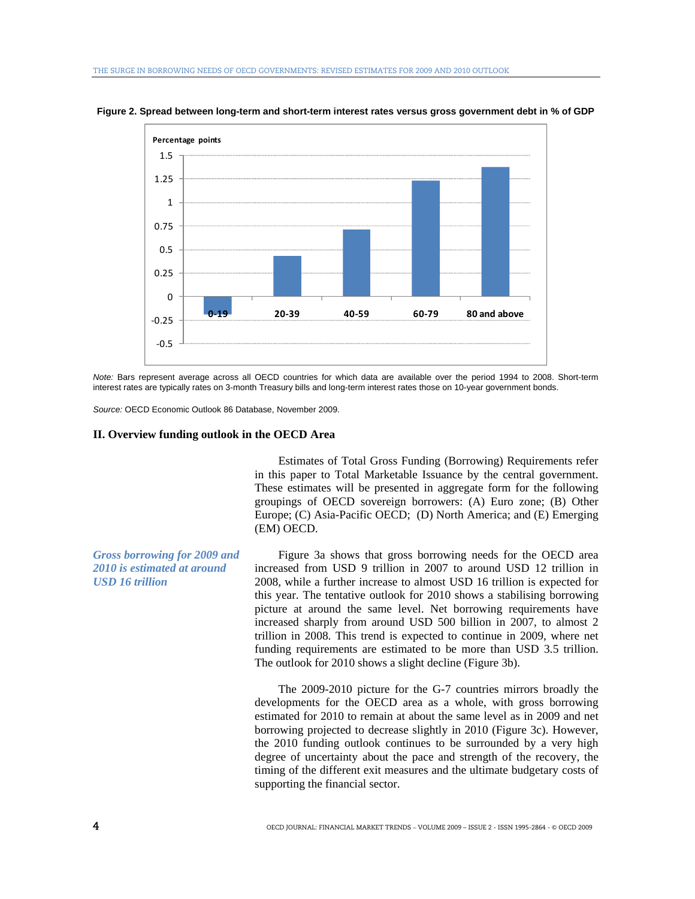**Figure 2. Spread between long-term and short-term interest rates versus gross government debt in % of GDP**

*Note:* Bars represent average across all OECD countries for which data are available over the period 1994 to 2008. Short-term interest rates are typically rates on 3-month Treasury bills and long-term interest rates those on 10-year government bonds.

*Source:* OECD Economic Outlook 86 Database, November 2009.

## II. Overview funding outlook in the OECD Area

Estimates of Total Gross Funding (Borrowing) Requirements refer in this paper to Total Marketable Issuance by the central government. These estimates will be presented in aggregate form for the following groupings of OECD sovereign borrowers: (A) Euro zone; (B) Other Europe; (C) Asia-Pacific OECD; (D) North America; and (E) Emerging (EM) OECD.

***Gross borrowing for 2009 and 2010 is estimated at around USD 16 trillion***

Figure 3a shows that gross borrowing needs for the OECD area increased from USD 9 trillion in 2007 to around USD 12 trillion in 2008, while a further increase to almost USD 16 trillion is expected for this year. The tentative outlook for 2010 shows a stabilising borrowing picture at around the same level. Net borrowing requirements have increased sharply from around USD 500 billion in 2007, to almost 2 trillion in 2008. This trend is expected to continue in 2009, where net funding requirements are estimated to be more than USD 3.5 trillion. The outlook for 2010 shows a slight decline (Figure 3b).

The 2009-2010 picture for the G-7 countries mirrors broadly the developments for the OECD area as a whole, with gross borrowing estimated for 2010 to remain at about the same level as in 2009 and net borrowing projected to decrease slightly in 2010 (Figure 3c). However, the 2010 funding outlook continues to be surrounded by a very high degree of uncertainty about the pace and strength of the recovery, the timing of the different exit measures and the ultimate budgetary costs of supporting the financial sector.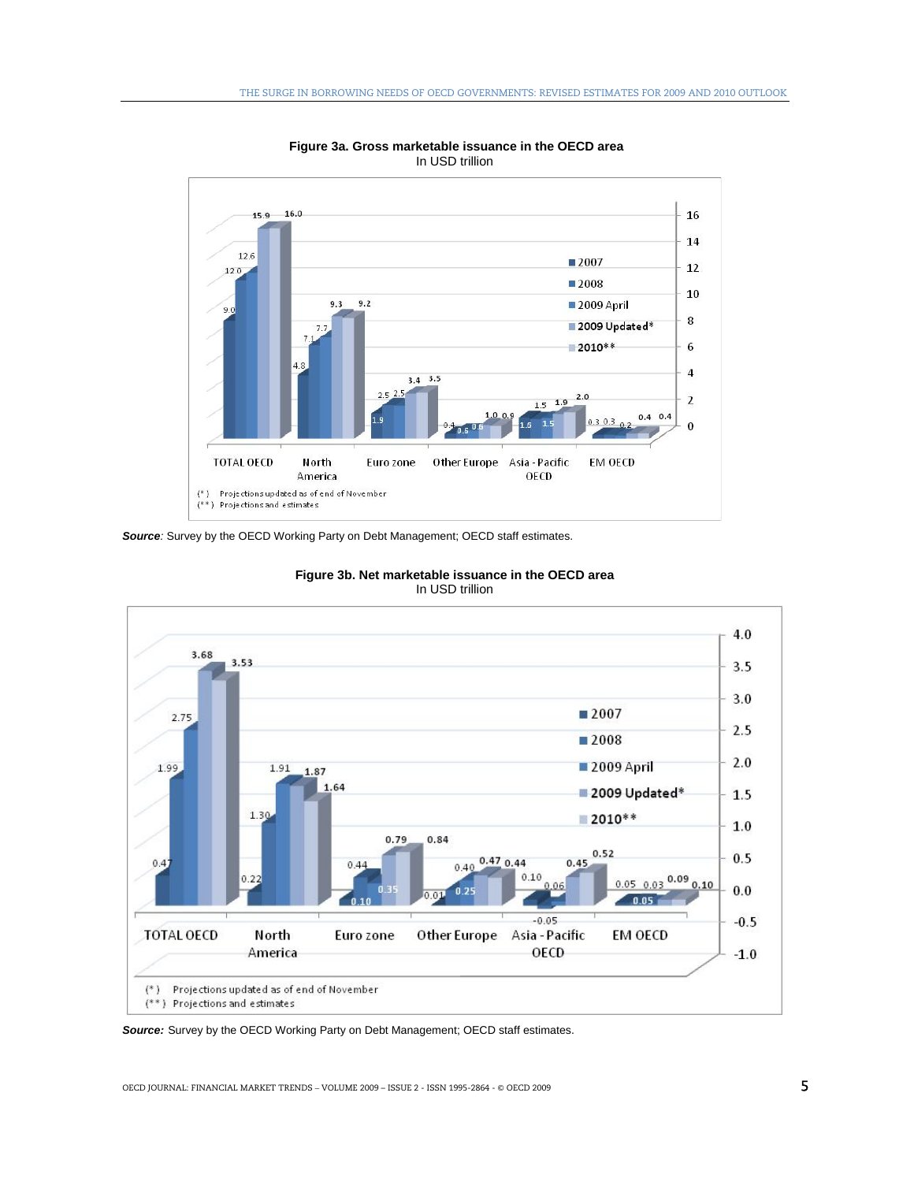**Figure 3a. Gross marketable issuance in the OECD area**
In USD trillion

(*) Projections updated as of end of November
(**) Projections and estimates

***Source**:* Survey by the OECD Working Party on Debt Management; OECD staff estimates.

**Figure 3b. Net marketable issuance in the OECD area**
In USD trillion

(*) Projections updated as of end of November
(**) Projections and estimates

***Source:*** Survey by the OECD Working Party on Debt Management; OECD staff estimates.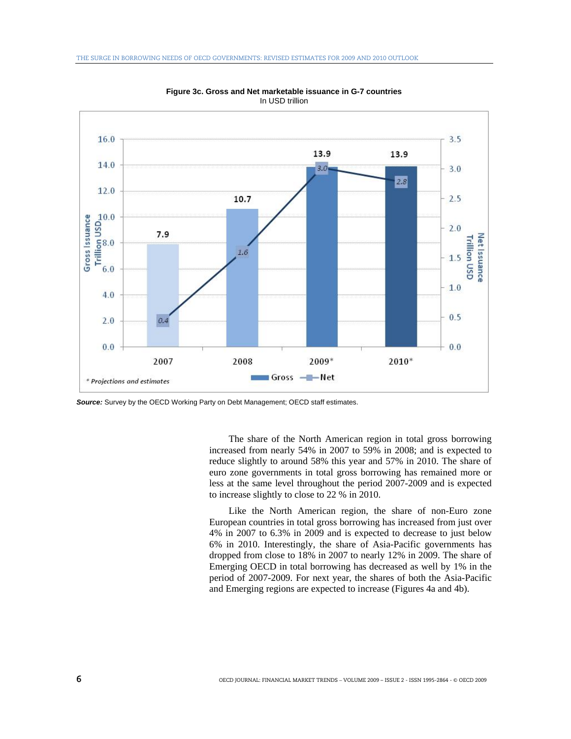**Figure 3c. Gross and Net marketable issuance in G-7 countries**
In USD trillion

| | 2007 | 2008 | 2009* | 2010* |
|---|---|---|---|---|
| Gross Issuance (Trillion USD) | 7.9 | 10.7 | 13.9 | 13.9 |
| Net Issuance (Trillion USD) | 0.4 | 1.6 | 3.0 | 2.8 |

\* Projections and estimates

***Source:*** Survey by the OECD Working Party on Debt Management; OECD staff estimates.

The share of the North American region in total gross borrowing increased from nearly 54% in 2007 to 59% in 2008; and is expected to reduce slightly to around 58% this year and 57% in 2010. The share of euro zone governments in total gross borrowing has remained more or less at the same level throughout the period 2007-2009 and is expected to increase slightly to close to 22 % in 2010.

Like the North American region, the share of non-Euro zone European countries in total gross borrowing has increased from just over 4% in 2007 to 6.3% in 2009 and is expected to decrease to just below 6% in 2010. Interestingly, the share of Asia-Pacific governments has dropped from close to 18% in 2007 to nearly 12% in 2009. The share of Emerging OECD in total borrowing has decreased as well by 1% in the period of 2007-2009. For next year, the shares of both the Asia-Pacific and Emerging regions are expected to increase (Figures 4a and 4b).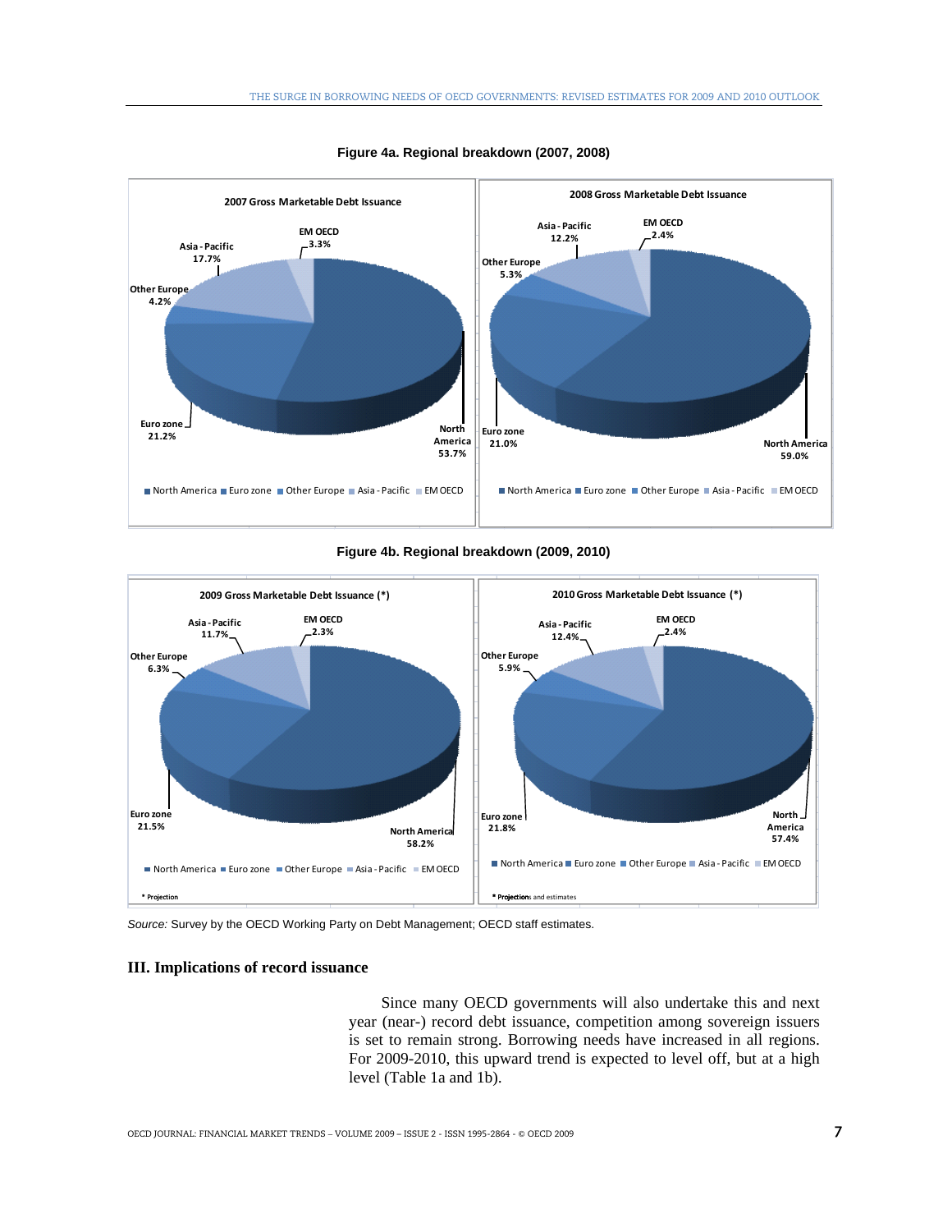**Figure 4a. Regional breakdown (2007, 2008)**

2007 Gross Marketable Debt Issuance

| Region | Share |
|---|---|
| North America | 53.7% |
| Euro zone | 21.2% |
| Other Europe | 4.2% |
| Asia - Pacific | 17.7% |
| EM OECD | 3.3% |

2008 Gross Marketable Debt Issuance

| Region | Share |
|---|---|
| North America | 59.0% |
| Euro zone | 21.0% |
| Other Europe | 5.3% |
| Asia - Pacific | 12.2% |
| EM OECD | 2.4% |

**Figure 4b. Regional breakdown (2009, 2010)**

2009 Gross Marketable Debt Issuance (*)

| Region | Share |
|---|---|
| North America | 58.2% |
| Euro zone | 21.5% |
| Other Europe | 6.3% |
| Asia - Pacific | 11.7% |
| EM OECD | 2.3% |

\* Projection

2010 Gross Marketable Debt Issuance (*)

| Region | Share |
|---|---|
| North America | 57.4% |
| Euro zone | 21.8% |
| Other Europe | 5.9% |
| Asia - Pacific | 12.4% |
| EM OECD | 2.4% |

\* Projections and estimates

*Source:* Survey by the OECD Working Party on Debt Management; OECD staff estimates.

## III. Implications of record issuance

Since many OECD governments will also undertake this and next year (near-) record debt issuance, competition among sovereign issuers is set to remain strong. Borrowing needs have increased in all regions. For 2009-2010, this upward trend is expected to level off, but at a high level (Table 1a and 1b).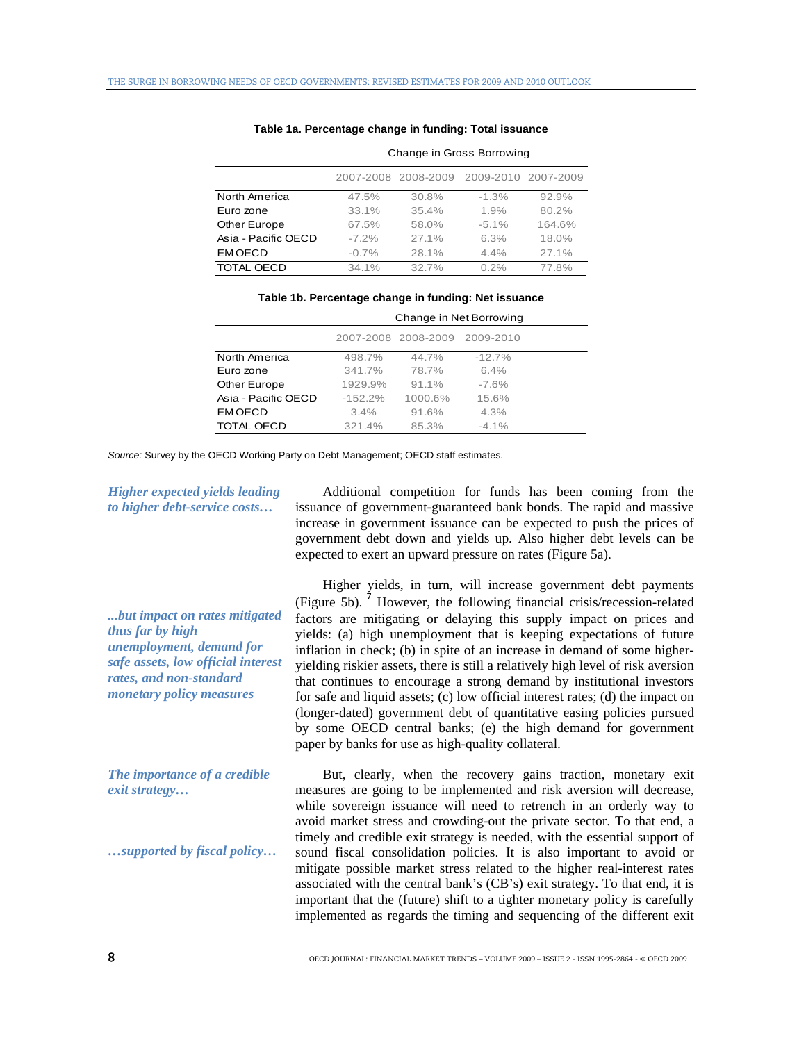**Table 1a. Percentage change in funding: Total issuance**

| | Change in Gross Borrowing | | | |
|---|---|---|---|---|
| | 2007-2008 | 2008-2009 | 2009-2010 | 2007-2009 |
| North America | 47.5% | 30.8% | -1.3% | 92.9% |
| Euro zone | 33.1% | 35.4% | 1.9% | 80.2% |
| Other Europe | 67.5% | 58.0% | -5.1% | 164.6% |
| Asia - Pacific OECD | -7.2% | 27.1% | 6.3% | 18.0% |
| EM OECD | -0.7% | 28.1% | 4.4% | 27.1% |
| TOTAL OECD | 34.1% | 32.7% | 0.2% | 77.8% |

**Table 1b. Percentage change in funding: Net issuance**

| | Change in Net Borrowing | | |
|---|---|---|---|
| | 2007-2008 | 2008-2009 | 2009-2010 |
| North America | 498.7% | 44.7% | -12.7% |
| Euro zone | 341.7% | 78.7% | 6.4% |
| Other Europe | 1929.9% | 91.1% | -7.6% |
| Asia - Pacific OECD | -152.2% | 1000.6% | 15.6% |
| EM OECD | 3.4% | 91.6% | 4.3% |
| TOTAL OECD | 321.4% | 85.3% | -4.1% |

*Source:* Survey by the OECD Working Party on Debt Management; OECD staff estimates.

***Higher expected yields leading to higher debt-service costs…***

Additional competition for funds has been coming from the issuance of government-guaranteed bank bonds. The rapid and massive increase in government issuance can be expected to push the prices of government debt down and yields up. Also higher debt levels can be expected to exert an upward pressure on rates (Figure 5a).

***...but impact on rates mitigated thus far by high unemployment, demand for safe assets, low official interest rates, and non-standard monetary policy measures***

Higher yields, in turn, will increase government debt payments (Figure 5b).[7] However, the following financial crisis/recession-related factors are mitigating or delaying this supply impact on prices and yields: (a) high unemployment that is keeping expectations of future inflation in check; (b) in spite of an increase in demand of some higher-yielding riskier assets, there is still a relatively high level of risk aversion that continues to encourage a strong demand by institutional investors for safe and liquid assets; (c) low official interest rates; (d) the impact on (longer-dated) government debt of quantitative easing policies pursued by some OECD central banks; (e) the high demand for government paper by banks for use as high-quality collateral.

***The importance of a credible exit strategy…***

***…supported by fiscal policy…***

But, clearly, when the recovery gains traction, monetary exit measures are going to be implemented and risk aversion will decrease, while sovereign issuance will need to retrench in an orderly way to avoid market stress and crowding-out the private sector. To that end, a timely and credible exit strategy is needed, with the essential support of sound fiscal consolidation policies. It is also important to avoid or mitigate possible market stress related to the higher real-interest rates associated with the central bank's (CB's) exit strategy. To that end, it is important that the (future) shift to a tighter monetary policy is carefully implemented as regards the timing and sequencing of the different exit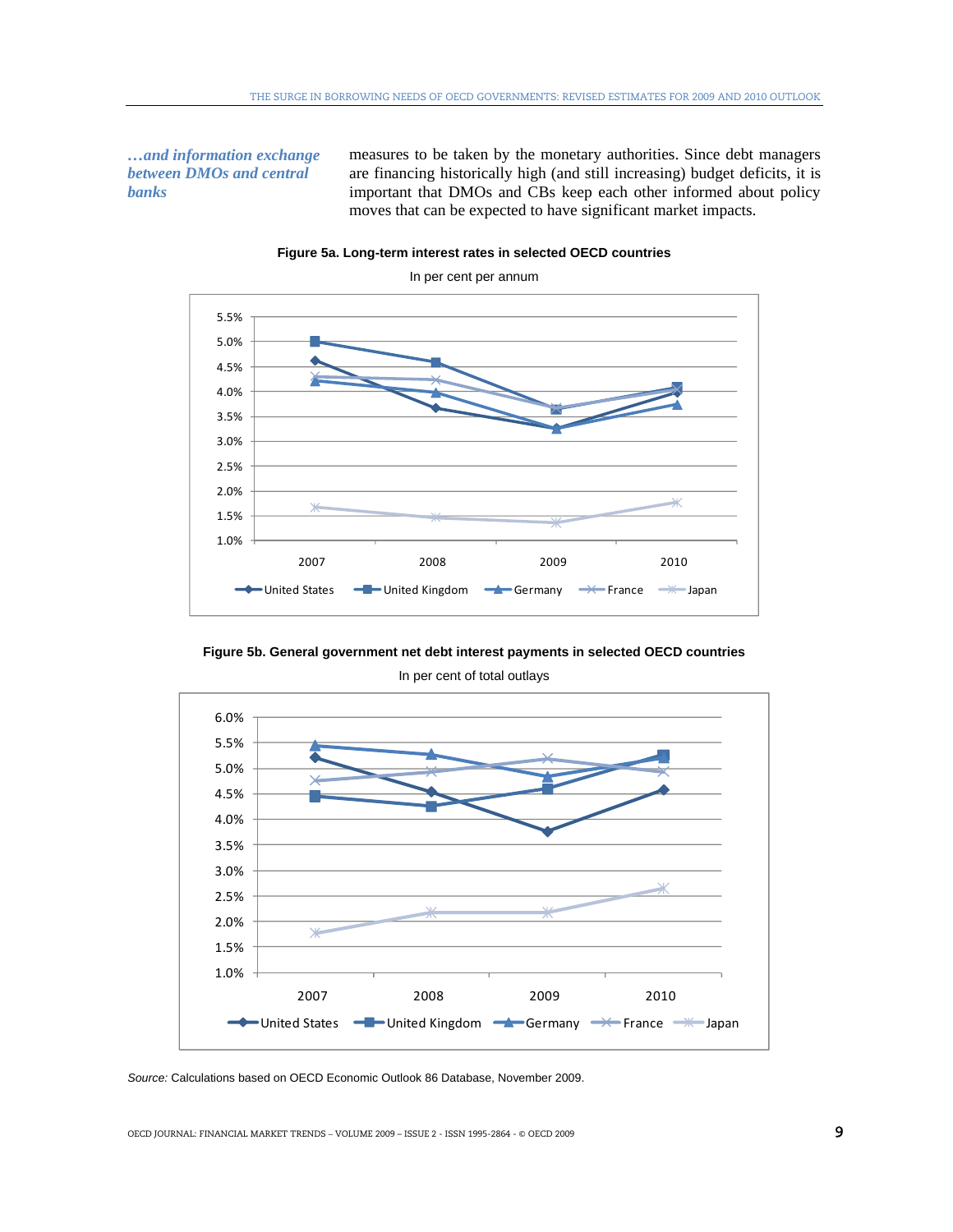*…and information exchange between DMOs and central banks*

measures to be taken by the monetary authorities. Since debt managers are financing historically high (and still increasing) budget deficits, it is important that DMOs and CBs keep each other informed about policy moves that can be expected to have significant market impacts.

**Figure 5a. Long-term interest rates in selected OECD countries**

In per cent per annum

**Figure 5b. General government net debt interest payments in selected OECD countries**

In per cent of total outlays

*Source:* Calculations based on OECD Economic Outlook 86 Database, November 2009.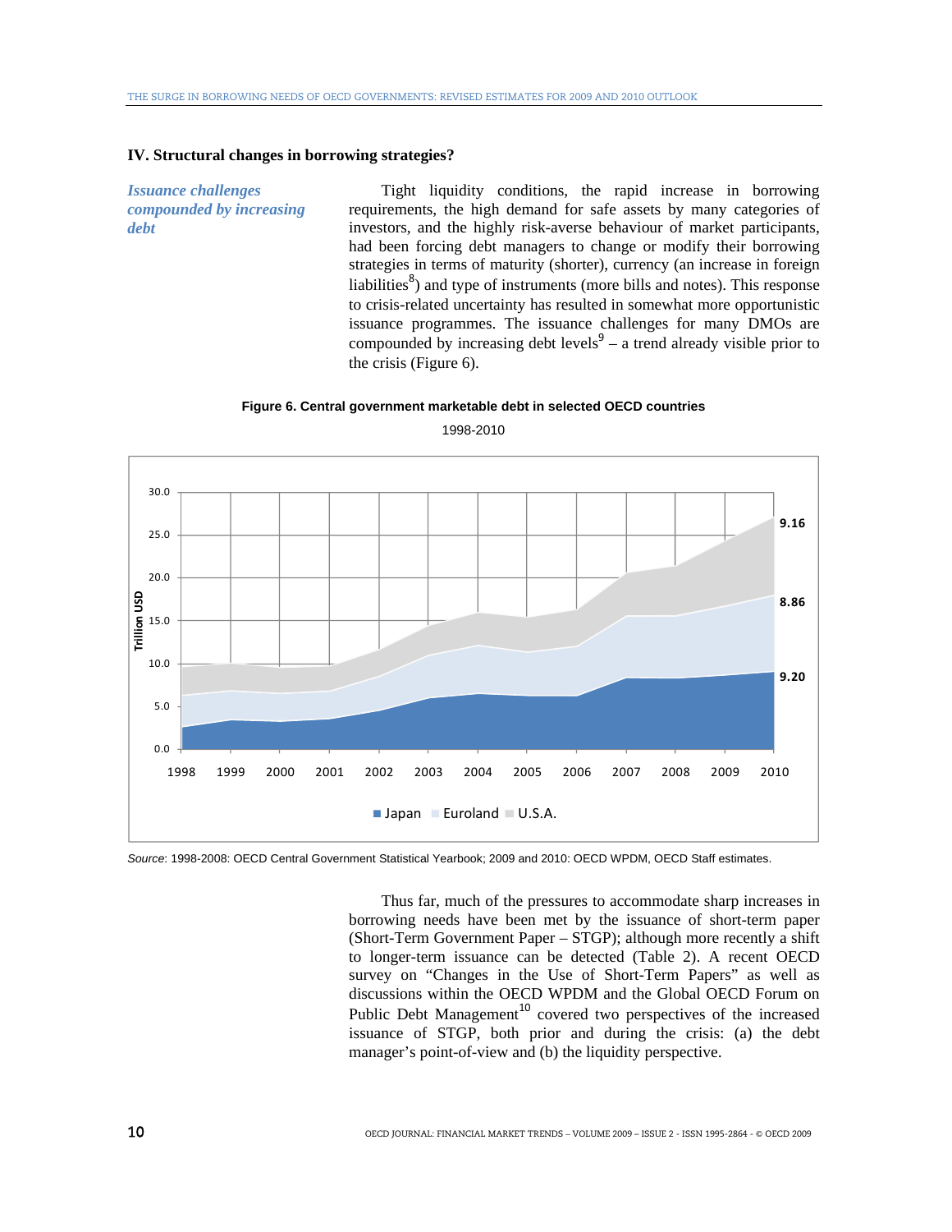## IV. Structural changes in borrowing strategies?

*Issuance challenges compounded by increasing debt*

Tight liquidity conditions, the rapid increase in borrowing requirements, the high demand for safe assets by many categories of investors, and the highly risk-averse behaviour of market participants, had been forcing debt managers to change or modify their borrowing strategies in terms of maturity (shorter), currency (an increase in foreign liabilities[8]) and type of instruments (more bills and notes). This response to crisis-related uncertainty has resulted in somewhat more opportunistic issuance programmes. The issuance challenges for many DMOs are compounded by increasing debt levels[9] – a trend already visible prior to the crisis (Figure 6).

**Figure 6. Central government marketable debt in selected OECD countries**

1998-2010

*Source*: 1998-2008: OECD Central Government Statistical Yearbook; 2009 and 2010: OECD WPDM, OECD Staff estimates.

Thus far, much of the pressures to accommodate sharp increases in borrowing needs have been met by the issuance of short-term paper (Short-Term Government Paper – STGP); although more recently a shift to longer-term issuance can be detected (Table 2). A recent OECD survey on "Changes in the Use of Short-Term Papers" as well as discussions within the OECD WPDM and the Global OECD Forum on Public Debt Management[10] covered two perspectives of the increased issuance of STGP, both prior and during the crisis: (a) the debt manager's point-of-view and (b) the liquidity perspective.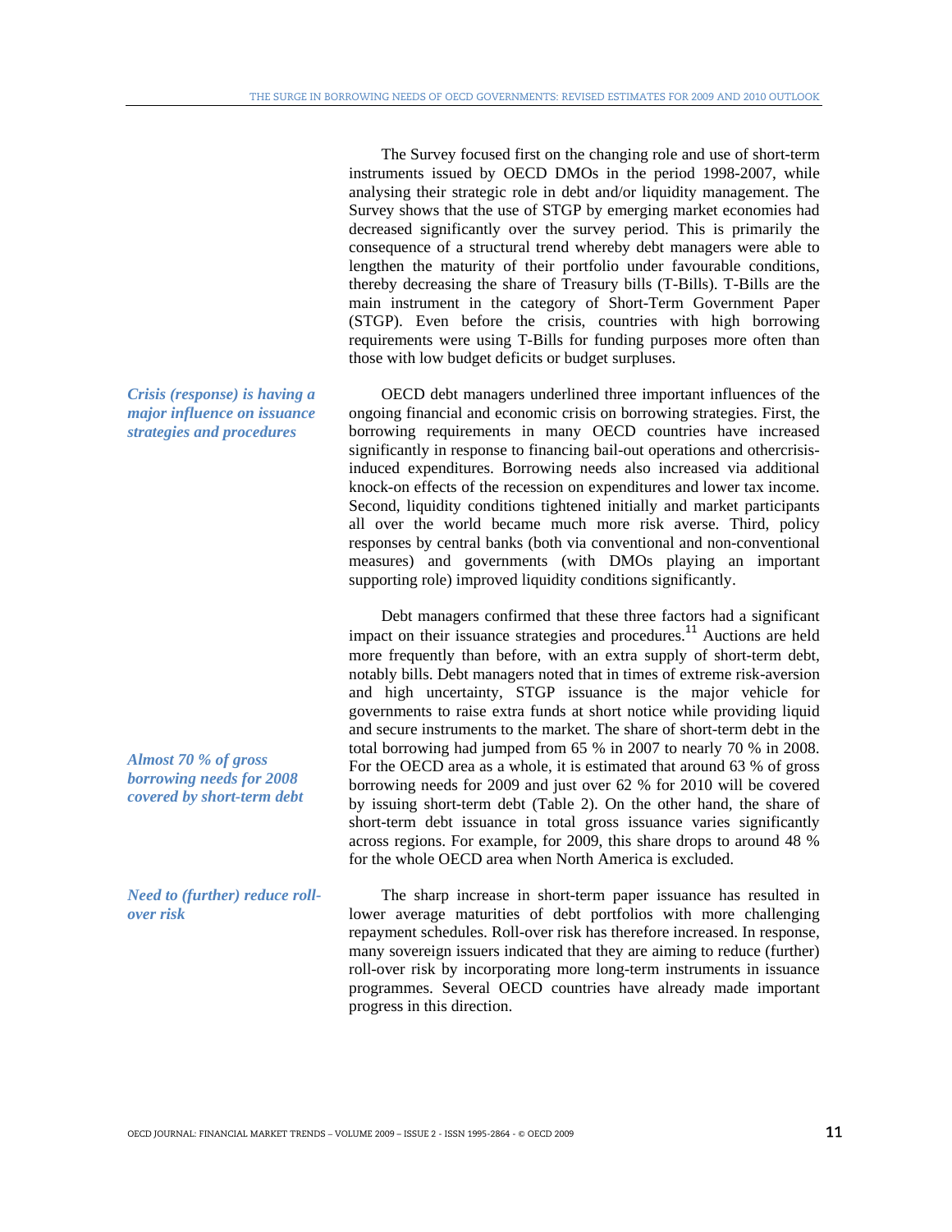The Survey focused first on the changing role and use of short-term instruments issued by OECD DMOs in the period 1998-2007, while analysing their strategic role in debt and/or liquidity management. The Survey shows that the use of STGP by emerging market economies had decreased significantly over the survey period. This is primarily the consequence of a structural trend whereby debt managers were able to lengthen the maturity of their portfolio under favourable conditions, thereby decreasing the share of Treasury bills (T-Bills). T-Bills are the main instrument in the category of Short-Term Government Paper (STGP). Even before the crisis, countries with high borrowing requirements were using T-Bills for funding purposes more often than those with low budget deficits or budget surpluses.

*Crisis (response) is having a major influence on issuance strategies and procedures*

OECD debt managers underlined three important influences of the ongoing financial and economic crisis on borrowing strategies. First, the borrowing requirements in many OECD countries have increased significantly in response to financing bail-out operations and othercrisis-induced expenditures. Borrowing needs also increased via additional knock-on effects of the recession on expenditures and lower tax income. Second, liquidity conditions tightened initially and market participants all over the world became much more risk averse. Third, policy responses by central banks (both via conventional and non-conventional measures) and governments (with DMOs playing an important supporting role) improved liquidity conditions significantly.

Debt managers confirmed that these three factors had a significant impact on their issuance strategies and procedures.[11] Auctions are held more frequently than before, with an extra supply of short-term debt, notably bills. Debt managers noted that in times of extreme risk-aversion and high uncertainty, STGP issuance is the major vehicle for governments to raise extra funds at short notice while providing liquid and secure instruments to the market. The share of short-term debt in the total borrowing had jumped from 65 % in 2007 to nearly 70 % in 2008. For the OECD area as a whole, it is estimated that around 63 % of gross borrowing needs for 2009 and just over 62 % for 2010 will be covered by issuing short-term debt (Table 2). On the other hand, the share of short-term debt issuance in total gross issuance varies significantly across regions. For example, for 2009, this share drops to around 48 % for the whole OECD area when North America is excluded.

*Almost 70 % of gross borrowing needs for 2008 covered by short-term debt*

*Need to (further) reduce roll-over risk*

The sharp increase in short-term paper issuance has resulted in lower average maturities of debt portfolios with more challenging repayment schedules. Roll-over risk has therefore increased. In response, many sovereign issuers indicated that they are aiming to reduce (further) roll-over risk by incorporating more long-term instruments in issuance programmes. Several OECD countries have already made important progress in this direction.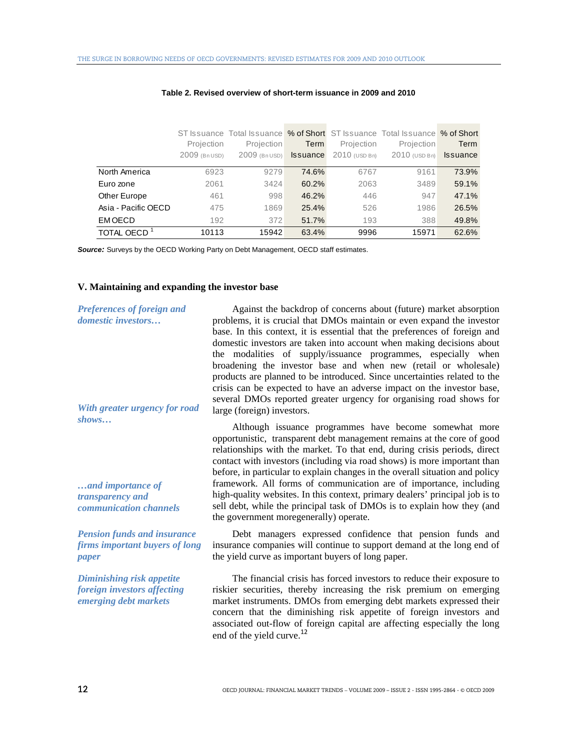**Table 2. Revised overview of short-term issuance in 2009 and 2010**

| | ST Issuance Projection 2009 (Bn USD) | Total Issuance Projection 2009 (Bn USD) | % of Short Term Issuance | ST Issuance Projection 2010 (USD Bn) | Total Issuance Projection 2010 (USD Bn) | % of Short Term Issuance |
|---|---|---|---|---|---|---|
| North America | 6923 | 9279 | 74.6% | 6767 | 9161 | 73.9% |
| Euro zone | 2061 | 3424 | 60.2% | 2063 | 3489 | 59.1% |
| Other Europe | 461 | 998 | 46.2% | 446 | 947 | 47.1% |
| Asia - Pacific OECD | 475 | 1869 | 25.4% | 526 | 1986 | 26.5% |
| EM OECD | 192 | 372 | 51.7% | 193 | 388 | 49.8% |
| TOTAL OECD [1] | 10113 | 15942 | 63.4% | 9996 | 15971 | 62.6% |

***Source:*** Surveys by the OECD Working Party on Debt Management, OECD staff estimates.

## V. Maintaining and expanding the investor base

*Preferences of foreign and domestic investors…*

Against the backdrop of concerns about (future) market absorption problems, it is crucial that DMOs maintain or even expand the investor base. In this context, it is essential that the preferences of foreign and domestic investors are taken into account when making decisions about the modalities of supply/issuance programmes, especially when broadening the investor base and when new (retail or wholesale) products are planned to be introduced. Since uncertainties related to the crisis can be expected to have an adverse impact on the investor base, several DMOs reported greater urgency for organising road shows for large (foreign) investors.

*With greater urgency for road shows…*

Although issuance programmes have become somewhat more opportunistic, transparent debt management remains at the core of good relationships with the market. To that end, during crisis periods, direct contact with investors (including via road shows) is more important than before, in particular to explain changes in the overall situation and policy framework. All forms of communication are of importance, including high-quality websites. In this context, primary dealers' principal job is to sell debt, while the principal task of DMOs is to explain how they (and the government moregenerally) operate.

*…and importance of transparency and communication channels*

*Pension funds and insurance firms important buyers of long paper*

Debt managers expressed confidence that pension funds and insurance companies will continue to support demand at the long end of the yield curve as important buyers of long paper.

*Diminishing risk appetite foreign investors affecting emerging debt markets*

The financial crisis has forced investors to reduce their exposure to riskier securities, thereby increasing the risk premium on emerging market instruments. DMOs from emerging debt markets expressed their concern that the diminishing risk appetite of foreign investors and associated out-flow of foreign capital are affecting especially the long end of the yield curve.[12]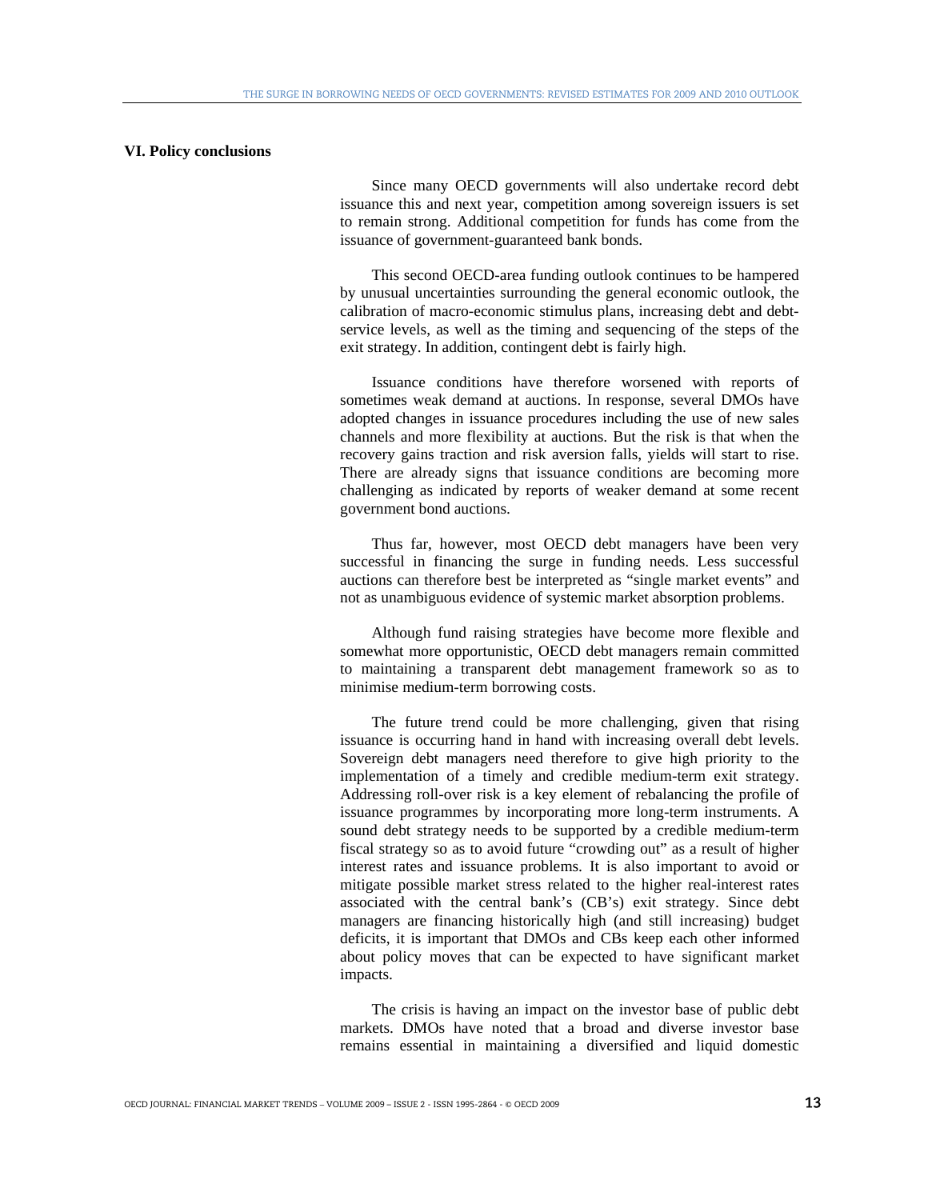## VI. Policy conclusions

Since many OECD governments will also undertake record debt issuance this and next year, competition among sovereign issuers is set to remain strong. Additional competition for funds has come from the issuance of government-guaranteed bank bonds.

This second OECD-area funding outlook continues to be hampered by unusual uncertainties surrounding the general economic outlook, the calibration of macro-economic stimulus plans, increasing debt and debt-service levels, as well as the timing and sequencing of the steps of the exit strategy. In addition, contingent debt is fairly high.

Issuance conditions have therefore worsened with reports of sometimes weak demand at auctions. In response, several DMOs have adopted changes in issuance procedures including the use of new sales channels and more flexibility at auctions. But the risk is that when the recovery gains traction and risk aversion falls, yields will start to rise. There are already signs that issuance conditions are becoming more challenging as indicated by reports of weaker demand at some recent government bond auctions.

Thus far, however, most OECD debt managers have been very successful in financing the surge in funding needs. Less successful auctions can therefore best be interpreted as "single market events" and not as unambiguous evidence of systemic market absorption problems.

Although fund raising strategies have become more flexible and somewhat more opportunistic, OECD debt managers remain committed to maintaining a transparent debt management framework so as to minimise medium-term borrowing costs.

The future trend could be more challenging, given that rising issuance is occurring hand in hand with increasing overall debt levels. Sovereign debt managers need therefore to give high priority to the implementation of a timely and credible medium-term exit strategy. Addressing roll-over risk is a key element of rebalancing the profile of issuance programmes by incorporating more long-term instruments. A sound debt strategy needs to be supported by a credible medium-term fiscal strategy so as to avoid future "crowding out" as a result of higher interest rates and issuance problems. It is also important to avoid or mitigate possible market stress related to the higher real-interest rates associated with the central bank's (CB's) exit strategy. Since debt managers are financing historically high (and still increasing) budget deficits, it is important that DMOs and CBs keep each other informed about policy moves that can be expected to have significant market impacts.

The crisis is having an impact on the investor base of public debt markets. DMOs have noted that a broad and diverse investor base remains essential in maintaining a diversified and liquid domestic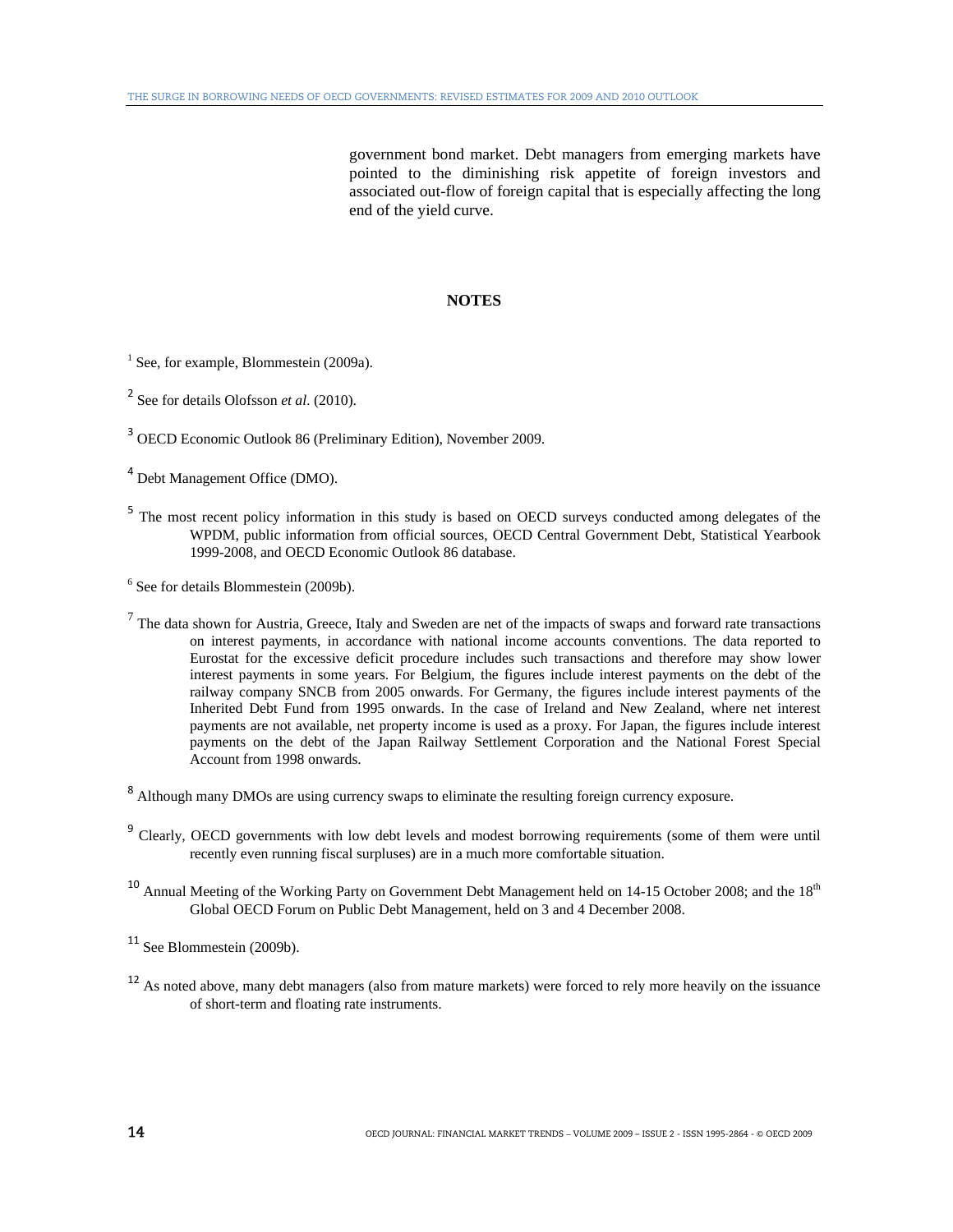government bond market. Debt managers from emerging markets have pointed to the diminishing risk appetite of foreign investors and associated out-flow of foreign capital that is especially affecting the long end of the yield curve.

## NOTES

[1] See, for example, Blommestein (2009a).

[2] See for details Olofsson *et al*. (2010).

[3] OECD Economic Outlook 86 (Preliminary Edition), November 2009.

[4] Debt Management Office (DMO).

[5] The most recent policy information in this study is based on OECD surveys conducted among delegates of the WPDM, public information from official sources, OECD Central Government Debt, Statistical Yearbook 1999-2008, and OECD Economic Outlook 86 database.

[6] See for details Blommestein (2009b).

[7] The data shown for Austria, Greece, Italy and Sweden are net of the impacts of swaps and forward rate transactions on interest payments, in accordance with national income accounts conventions. The data reported to Eurostat for the excessive deficit procedure includes such transactions and therefore may show lower interest payments in some years. For Belgium, the figures include interest payments on the debt of the railway company SNCB from 2005 onwards. For Germany, the figures include interest payments of the Inherited Debt Fund from 1995 onwards. In the case of Ireland and New Zealand, where net interest payments are not available, net property income is used as a proxy. For Japan, the figures include interest payments on the debt of the Japan Railway Settlement Corporation and the National Forest Special Account from 1998 onwards.

[8] Although many DMOs are using currency swaps to eliminate the resulting foreign currency exposure.

[9] Clearly, OECD governments with low debt levels and modest borrowing requirements (some of them were until recently even running fiscal surpluses) are in a much more comfortable situation.

[10] Annual Meeting of the Working Party on Government Debt Management held on 14-15 October 2008; and the 18th Global OECD Forum on Public Debt Management, held on 3 and 4 December 2008.

[11] See Blommestein (2009b).

[12] As noted above, many debt managers (also from mature markets) were forced to rely more heavily on the issuance of short-term and floating rate instruments.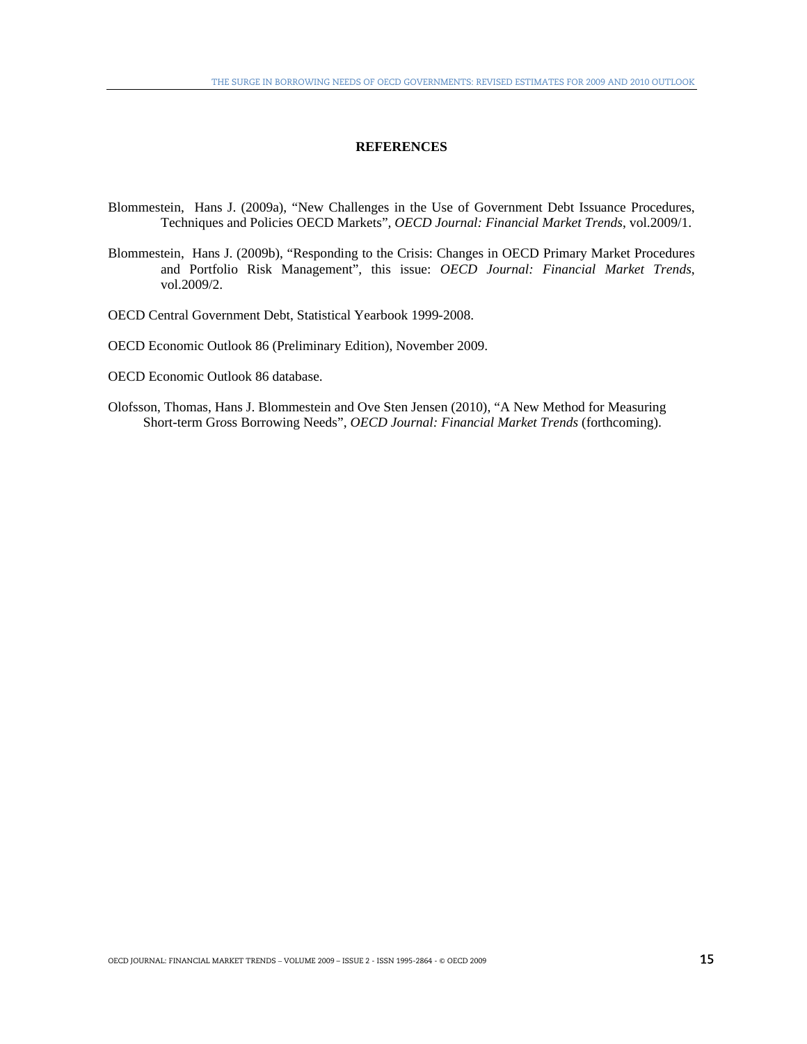## REFERENCES

Blommestein, Hans J. (2009a), "New Challenges in the Use of Government Debt Issuance Procedures, Techniques and Policies OECD Markets", *OECD Journal: Financial Market Trends*, vol.2009/1.

Blommestein, Hans J. (2009b), "Responding to the Crisis: Changes in OECD Primary Market Procedures and Portfolio Risk Management", this issue: *OECD Journal: Financial Market Trends*, vol.2009/2.

OECD Central Government Debt, Statistical Yearbook 1999-2008.

OECD Economic Outlook 86 (Preliminary Edition), November 2009.

OECD Economic Outlook 86 database.

Olofsson, Thomas, Hans J. Blommestein and Ove Sten Jensen (2010), "A New Method for Measuring Short-term Gross Borrowing Needs", *OECD Journal: Financial Market Trends* (forthcoming).